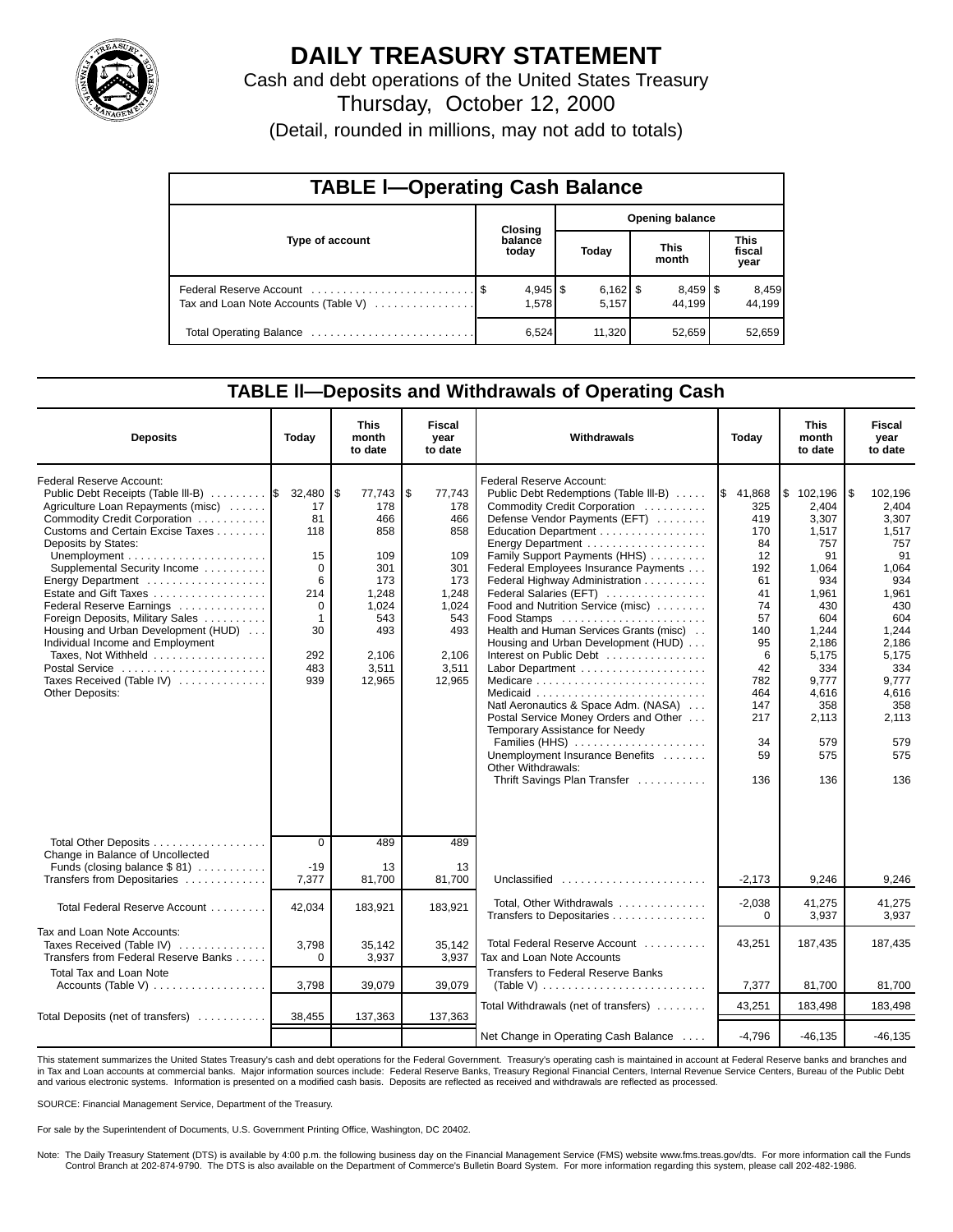# DAILY TREASURY STATEMENT

Cash and debt operations of the United States Treasury

Thursday, October 12, 2000

(Detail, rounded in millions, may not add to totals)

## TABLE I—Operating Cash Balance

| Type of account | Closing balance today | Opening balance Today | Opening balance This month | Opening balance This fiscal year |
|---|---|---|---|---|
| Federal Reserve Account | $ 4,945 | $ 6,162 | $ 8,459 | $ 8,459 |
| Tax and Loan Note Accounts (Table V) | 1,578 | 5,157 | 44,199 | 44,199 |
| Total Operating Balance | 6,524 | 11,320 | 52,659 | 52,659 |

## TABLE II—Deposits and Withdrawals of Operating Cash

| Deposits | Today | This month to date | Fiscal year to date |
|---|---|---|---|
| Federal Reserve Account: | | | |
| Public Debt Receipts (Table III-B) | $ 32,480 | $ 77,743 | $ 77,743 |
| Agriculture Loan Repayments (misc) | 17 | 178 | 178 |
| Commodity Credit Corporation | 81 | 466 | 466 |
| Customs and Certain Excise Taxes | 118 | 858 | 858 |
| Deposits by States: | | | |
| Unemployment | 15 | 109 | 109 |
| Supplemental Security Income | 0 | 301 | 301 |
| Energy Department | 6 | 173 | 173 |
| Estate and Gift Taxes | 214 | 1,248 | 1,248 |
| Federal Reserve Earnings | 0 | 1,024 | 1,024 |
| Foreign Deposits, Military Sales | 1 | 543 | 543 |
| Housing and Urban Development (HUD) | 30 | 493 | 493 |
| Individual Income and Employment Taxes, Not Withheld | 292 | 2,106 | 2,106 |
| Postal Service | 483 | 3,511 | 3,511 |
| Taxes Received (Table IV) | 939 | 12,965 | 12,965 |
| Other Deposits: | | | |
| Total Other Deposits | 0 | 489 | 489 |
| Change in Balance of Uncollected Funds (closing balance $ 81) | -19 | 13 | 13 |
| Transfers from Depositaries | 7,377 | 81,700 | 81,700 |
| Total Federal Reserve Account | 42,034 | 183,921 | 183,921 |
| Tax and Loan Note Accounts: | | | |
| Taxes Received (Table IV) | 3,798 | 35,142 | 35,142 |
| Transfers from Federal Reserve Banks | 0 | 3,937 | 3,937 |
| Total Tax and Loan Note Accounts (Table V) | 3,798 | 39,079 | 39,079 |
| Total Deposits (net of transfers) | 38,455 | 137,363 | 137,363 |

| Withdrawals | Today | This month to date | Fiscal year to date |
|---|---|---|---|
| Federal Reserve Account: | | | |
| Public Debt Redemptions (Table III-B) | $ 41,868 | $ 102,196 | $ 102,196 |
| Commodity Credit Corporation | 325 | 2,404 | 2,404 |
| Defense Vendor Payments (EFT) | 419 | 3,307 | 3,307 |
| Education Department | 170 | 1,517 | 1,517 |
| Energy Department | 84 | 757 | 757 |
| Family Support Payments (HHS) | 12 | 91 | 91 |
| Federal Employees Insurance Payments | 192 | 1,064 | 1,064 |
| Federal Highway Administration | 61 | 934 | 934 |
| Federal Salaries (EFT) | 41 | 1,961 | 1,961 |
| Food and Nutrition Service (misc) | 74 | 430 | 430 |
| Food Stamps | 57 | 604 | 604 |
| Health and Human Services Grants (misc) | 140 | 1,244 | 1,244 |
| Housing and Urban Development (HUD) | 95 | 2,186 | 2,186 |
| Interest on Public Debt | 6 | 5,175 | 5,175 |
| Labor Department | 42 | 334 | 334 |
| Medicare | 782 | 9,777 | 9,777 |
| Medicaid | 464 | 4,616 | 4,616 |
| Natl Aeronautics & Space Adm. (NASA) | 147 | 358 | 358 |
| Postal Service Money Orders and Other | 217 | 2,113 | 2,113 |
| Temporary Assistance for Needy Families (HHS) | 34 | 579 | 579 |
| Unemployment Insurance Benefits | 59 | 575 | 575 |
| Other Withdrawals: | | | |
| Thrift Savings Plan Transfer | 136 | 136 | 136 |
| Unclassified | -2,173 | 9,246 | 9,246 |
| Total, Other Withdrawals | -2,038 | 41,275 | 41,275 |
| Transfers to Depositaries | 0 | 3,937 | 3,937 |
| Total Federal Reserve Account | 43,251 | 187,435 | 187,435 |
| Tax and Loan Note Accounts | | | |
| Transfers to Federal Reserve Banks (Table V) | 7,377 | 81,700 | 81,700 |
| Total Withdrawals (net of transfers) | 43,251 | 183,498 | 183,498 |
| Net Change in Operating Cash Balance | -4,796 | -46,135 | -46,135 |

This statement summarizes the United States Treasury's cash and debt operations for the Federal Government. Treasury's operating cash is maintained in account at Federal Reserve banks and branches and in Tax and Loan accounts at commercial banks. Major information sources include: Federal Reserve Banks, Treasury Regional Financial Centers, Internal Revenue Service Centers, Bureau of the Public Debt and various electronic systems. Information is presented on a modified cash basis. Deposits are reflected as received and withdrawals are reflected as processed.

SOURCE: Financial Management Service, Department of the Treasury.

For sale by the Superintendent of Documents, U.S. Government Printing Office, Washington, DC 20402.

Note: The Daily Treasury Statement (DTS) is available by 4:00 p.m. the following business day on the Financial Management Service (FMS) website www.fms.treas.gov/dts. For more information call the Funds Control Branch at 202-874-9790. The DTS is also available on the Department of Commerce's Bulletin Board System. For more information regarding this system, please call 202-482-1986.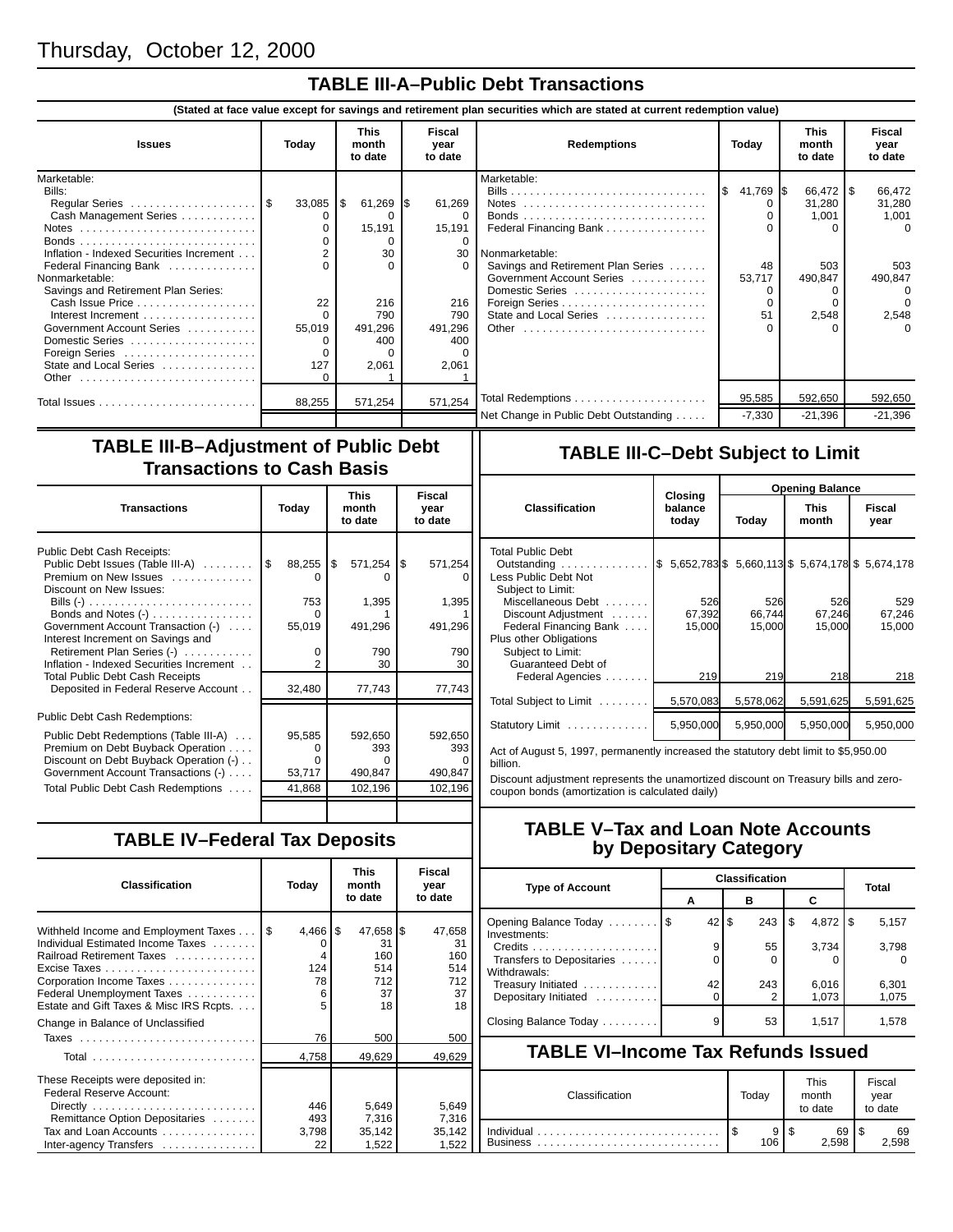Thursday, October 12, 2000

## TABLE III-A–Public Debt Transactions

(Stated at face value except for savings and retirement plan securities which are stated at current redemption value)

| Issues | Today | This month to date | Fiscal year to date |
|---|---|---|---|
| Marketable: | | | |
| Bills: | | | |
| Regular Series | $ 33,085 | $ 61,269 | $ 61,269 |
| Cash Management Series | 0 | 0 | 0 |
| Notes | 0 | 15,191 | 15,191 |
| Bonds | 0 | 0 | 0 |
| Inflation - Indexed Securities Increment | 2 | 30 | 30 |
| Federal Financing Bank | 0 | 0 | 0 |
| Nonmarketable: | | | |
| Savings and Retirement Plan Series: | | | |
| Cash Issue Price | 22 | 216 | 216 |
| Interest Increment | 0 | 790 | 790 |
| Government Account Series | 55,019 | 491,296 | 491,296 |
| Domestic Series | 0 | 400 | 400 |
| Foreign Series | 0 | 0 | 0 |
| State and Local Series | 127 | 2,061 | 2,061 |
| Other | 0 | 1 | 1 |
| Total Issues | 88,255 | 571,254 | 571,254 |

| Redemptions | Today | This month to date | Fiscal year to date |
|---|---|---|---|
| Marketable: | | | |
| Bills | $ 41,769 | $ 66,472 | $ 66,472 |
| Notes | 0 | 31,280 | 31,280 |
| Bonds | 0 | 1,001 | 1,001 |
| Federal Financing Bank | 0 | 0 | 0 |
| Nonmarketable: | | | |
| Savings and Retirement Plan Series | 48 | 503 | 503 |
| Government Account Series | 53,717 | 490,847 | 490,847 |
| Domestic Series | 0 | 0 | 0 |
| Foreign Series | 0 | 0 | 0 |
| State and Local Series | 51 | 2,548 | 2,548 |
| Other | 0 | 0 | 0 |
| Total Redemptions | 95,585 | 592,650 | 592,650 |
| Net Change in Public Debt Outstanding | -7,330 | -21,396 | -21,396 |

## TABLE III-B–Adjustment of Public Debt Transactions to Cash Basis

| Transactions | Today | This month to date | Fiscal year to date |
|---|---|---|---|
| Public Debt Cash Receipts: | | | |
| Public Debt Issues (Table III-A) | $ 88,255 | $ 571,254 | $ 571,254 |
| Premium on New Issues | 0 | 0 | 0 |
| Discount on New Issues: | | | |
| Bills (-) | 753 | 1,395 | 1,395 |
| Bonds and Notes (-) | 0 | 1 | 1 |
| Government Account Transaction (-) | 55,019 | 491,296 | 491,296 |
| Interest Increment on Savings and Retirement Plan Series (-) | 0 | 790 | 790 |
| Inflation - Indexed Securities Increment | 2 | 30 | 30 |
| Total Public Debt Cash Receipts Deposited in Federal Reserve Account | 32,480 | 77,743 | 77,743 |
| Public Debt Cash Redemptions: | | | |
| Public Debt Redemptions (Table III-A) | 95,585 | 592,650 | 592,650 |
| Premium on Debt Buyback Operation | 0 | 393 | 393 |
| Discount on Debt Buyback Operation (-) | 0 | 0 | 0 |
| Government Account Transactions (-) | 53,717 | 490,847 | 490,847 |
| Total Public Debt Cash Redemptions | 41,868 | 102,196 | 102,196 |

## TABLE III-C–Debt Subject to Limit

| Classification | Closing balance today | Opening Balance Today | Opening Balance This month | Opening Balance Fiscal year |
|---|---|---|---|---|
| Total Public Debt Outstanding | $ 5,652,783 | $ 5,660,113 | $ 5,674,178 | $ 5,674,178 |
| Less Public Debt Not Subject to Limit: | | | | |
| Miscellaneous Debt | 526 | 526 | 526 | 529 |
| Discount Adjustment | 67,392 | 66,744 | 67,246 | 67,246 |
| Federal Financing Bank | 15,000 | 15,000 | 15,000 | 15,000 |
| Plus other Obligations Subject to Limit: | | | | |
| Guaranteed Debt of Federal Agencies | 219 | 219 | 218 | 218 |
| Total Subject to Limit | 5,570,083 | 5,578,062 | 5,591,625 | 5,591,625 |
| Statutory Limit | 5,950,000 | 5,950,000 | 5,950,000 | 5,950,000 |

Act of August 5, 1997, permanently increased the statutory debt limit to $5,950.00 billion.

Discount adjustment represents the unamortized discount on Treasury bills and zero-coupon bonds (amortization is calculated daily)

## TABLE IV–Federal Tax Deposits

| Classification | Today | This month to date | Fiscal year to date |
|---|---|---|---|
| Withheld Income and Employment Taxes | $ 4,466 | $ 47,658 | $ 47,658 |
| Individual Estimated Income Taxes | 0 | 31 | 31 |
| Railroad Retirement Taxes | 4 | 160 | 160 |
| Excise Taxes | 124 | 514 | 514 |
| Corporation Income Taxes | 78 | 712 | 712 |
| Federal Unemployment Taxes | 6 | 37 | 37 |
| Estate and Gift Taxes & Misc IRS Rcpts. | 5 | 18 | 18 |
| Change in Balance of Unclassified Taxes | 76 | 500 | 500 |
| Total | 4,758 | 49,629 | 49,629 |
| These Receipts were deposited in: | | | |
| Federal Reserve Account: | | | |
| Directly | 446 | 5,649 | 5,649 |
| Remittance Option Depositaries | 493 | 7,316 | 7,316 |
| Tax and Loan Accounts | 3,798 | 35,142 | 35,142 |
| Inter-agency Transfers | 22 | 1,522 | 1,522 |

## TABLE V–Tax and Loan Note Accounts by Depositary Category

| Type of Account | Classification A | Classification B | Classification C | Total |
|---|---|---|---|---|
| Opening Balance Today | $ 42 | $ 243 | $ 4,872 | $ 5,157 |
| Investments: | | | | |
| Credits | 9 | 55 | 3,734 | 3,798 |
| Transfers to Depositaries | 0 | 0 | 0 | 0 |
| Withdrawals: | | | | |
| Treasury Initiated | 42 | 243 | 6,016 | 6,301 |
| Depositary Initiated | 0 | 2 | 1,073 | 1,075 |
| Closing Balance Today | 9 | 53 | 1,517 | 1,578 |

## TABLE VI–Income Tax Refunds Issued

| Classification | Today | This month to date | Fiscal year to date |
|---|---|---|---|
| Individual | $ 9 | $ 69 | $ 69 |
| Business | 106 | 2,598 | 2,598 |